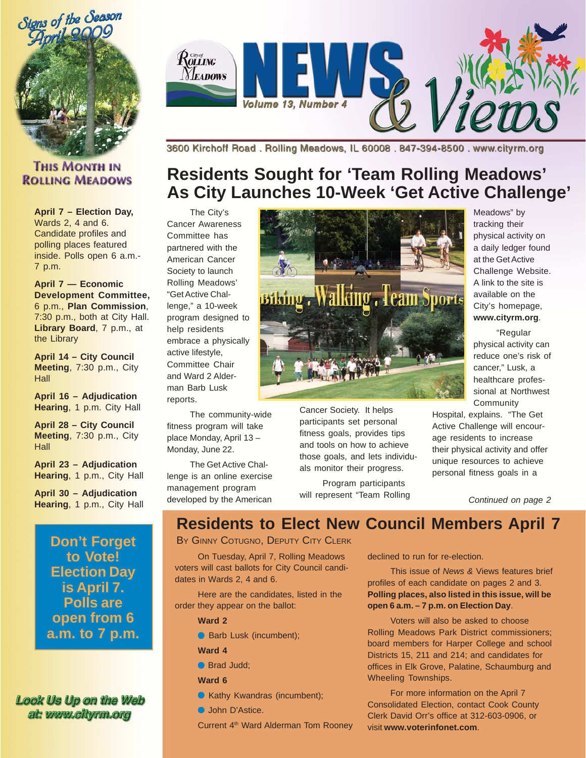Signs of the Season April 2009

# News & Views

City of Rolling Meadows — Volume 13, Number 4

3600 Kirchoff Road . Rolling Meadows, IL 60008 . 847-394-8500 . www.cityrm.org

## This Month in Rolling Meadows

**April 7 – Election Day,** Wards 2, 4 and 6. Candidate profiles and polling places featured inside. Polls open 6 a.m.- 7 p.m.

**April 7 — Economic Development Committee,** 6 p.m., **Plan Commission**, 7:30 p.m., both at City Hall. **Library Board**, 7 p.m., at the Library

**April 14 – City Council Meeting**, 7:30 p.m., City Hall

**April 16 – Adjudication Hearing**, 1 p.m. City Hall

**April 28 – City Council Meeting**, 7:30 p.m., City Hall

**April 23 – Adjudication Hearing**, 1 p.m., City Hall

**April 30 – Adjudication Hearing**, 1 p.m., City Hall

**Don't Forget to Vote! Election Day is April 7. Polls are open from 6 a.m. to 7 p.m.**

*Look Us Up on the Web at: www.cityrm.org*

## Residents Sought for 'Team Rolling Meadows' As City Launches 10-Week 'Get Active Challenge'

The City's Cancer Awareness Committee has partnered with the American Cancer Society to launch Rolling Meadows' "Get Active Challenge," a 10-week program designed to help residents embrace a physically active lifestyle, Committee Chair and Ward 2 Alderman Barb Lusk reports.

The community-wide fitness program will take place Monday, April 13 – Monday, June 22.

The Get Active Challenge is an online exercise management program developed by the American Cancer Society. It helps participants set personal fitness goals, provides tips and tools on how to achieve those goals, and lets individuals monitor their progress.

Program participants will represent "Team Rolling Meadows" by tracking their physical activity on a daily ledger found at the Get Active Challenge Website. A link to the site is available on the City's homepage, **www.cityrm.org**.

"Regular physical activity can reduce one's risk of cancer," Lusk, a healthcare professional at Northwest Community Hospital, explains. "The Get Active Challenge will encourage residents to increase their physical activity and offer unique resources to achieve personal fitness goals in a

*Continued on page 2*

## Residents to Elect New Council Members April 7

By Ginny Cotugno, Deputy City Clerk

On Tuesday, April 7, Rolling Meadows voters will cast ballots for City Council candidates in Wards 2, 4 and 6.

Here are the candidates, listed in the order they appear on the ballot:

**Ward 2**

- Barb Lusk (incumbent);

**Ward 4**

- Brad Judd;

**Ward 6**

- Kathy Kwandras (incumbent);
- John D'Astice.

Current 4th Ward Alderman Tom Rooney declined to run for re-election.

This issue of *News &* Views features brief profiles of each candidate on pages 2 and 3. **Polling places, also listed in this issue, will be open 6 a.m. – 7 p.m. on Election Day**.

Voters will also be asked to choose Rolling Meadows Park District commissioners; board members for Harper College and school Districts 15, 211 and 214; and candidates for offices in Elk Grove, Palatine, Schaumburg and Wheeling Townships.

For more information on the April 7 Consolidated Election, contact Cook County Clerk David Orr's office at 312-603-0906, or visit **www.voterinfonet.com**.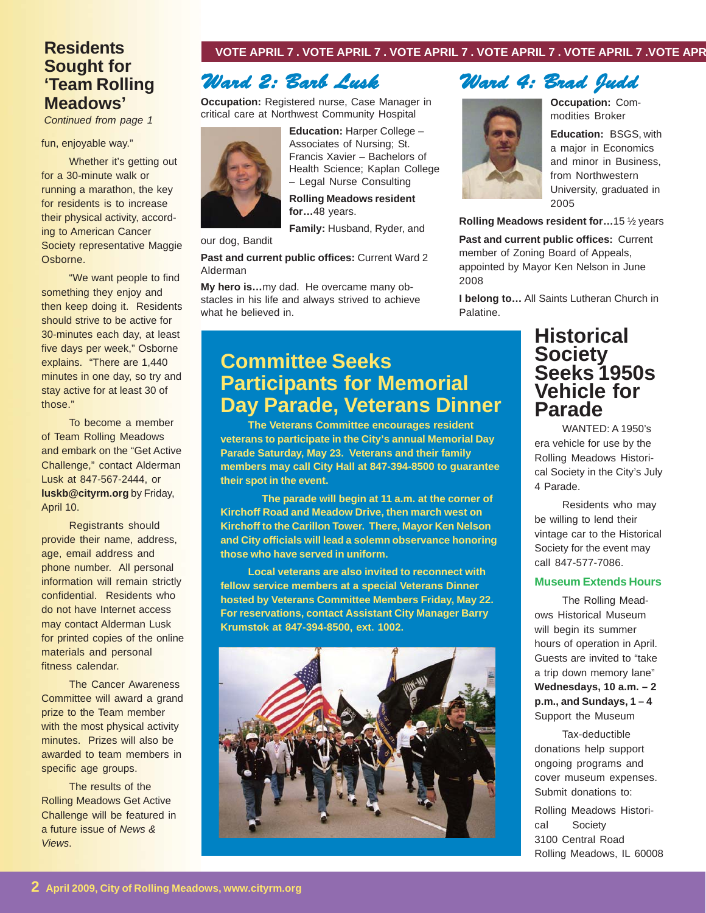## Residents Sought for 'Team Rolling Meadows'

*Continued from page 1*

fun, enjoyable way."

Whether it's getting out for a 30-minute walk or running a marathon, the key for residents is to increase their physical activity, according to American Cancer Society representative Maggie Osborne.

"We want people to find something they enjoy and then keep doing it. Residents should strive to be active for 30-minutes each day, at least five days per week," Osborne explains. "There are 1,440 minutes in one day, so try and stay active for at least 30 of those."

To become a member of Team Rolling Meadows and embark on the "Get Active Challenge," contact Alderman Lusk at 847-567-2444, or **luskb@cityrm.org** by Friday, April 10.

Registrants should provide their name, address, age, email address and phone number. All personal information will remain strictly confidential. Residents who do not have Internet access may contact Alderman Lusk for printed copies of the online materials and personal fitness calendar.

The Cancer Awareness Committee will award a grand prize to the Team member with the most physical activity minutes. Prizes will also be awarded to team members in specific age groups.

The results of the Rolling Meadows Get Active Challenge will be featured in a future issue of *News & Views*.

**VOTE APRIL 7 . VOTE APRIL 7 . VOTE APRIL 7 . VOTE APRIL 7 . VOTE APRIL 7 .VOTE APR**

## Ward 2: Barb Lusk

**Occupation:** Registered nurse, Case Manager in critical care at Northwest Community Hospital

**Education:** Harper College – Associates of Nursing; St. Francis Xavier – Bachelors of Health Science; Kaplan College – Legal Nurse Consulting

**Rolling Meadows resident for…**48 years.

**Family:** Husband, Ryder, and our dog, Bandit

**Past and current public offices:** Current Ward 2 Alderman

**My hero is…**my dad. He overcame many obstacles in his life and always strived to achieve what he believed in.

## Ward 4: Brad Judd

**Occupation:** Commodities Broker

**Education:** BSGS, with a major in Economics and minor in Business, from Northwestern University, graduated in 2005

**Rolling Meadows resident for…**15 ½ years

**Past and current public offices:** Current member of Zoning Board of Appeals, appointed by Mayor Ken Nelson in June 2008

**I belong to…** All Saints Lutheran Church in Palatine.

## Committee Seeks Participants for Memorial Day Parade, Veterans Dinner

**The Veterans Committee encourages resident veterans to participate in the City's annual Memorial Day Parade Saturday, May 23. Veterans and their family members may call City Hall at 847-394-8500 to guarantee their spot in the event.**

**The parade will begin at 11 a.m. at the corner of Kirchoff Road and Meadow Drive, then march west on Kirchoff to the Carillon Tower. There, Mayor Ken Nelson and City officials will lead a solemn observance honoring those who have served in uniform.**

**Local veterans are also invited to reconnect with fellow service members at a special Veterans Dinner hosted by Veterans Committee Members Friday, May 22. For reservations, contact Assistant City Manager Barry Krumstok at 847-394-8500, ext. 1002.**

## Historical Society Seeks 1950s Vehicle for Parade

WANTED: A 1950's era vehicle for use by the Rolling Meadows Historical Society in the City's July 4 Parade.

Residents who may be willing to lend their vintage car to the Historical Society for the event may call 847-577-7086.

### Museum Extends Hours

The Rolling Meadows Historical Museum will begin its summer hours of operation in April. Guests are invited to "take a trip down memory lane" **Wednesdays, 10 a.m. – 2 p.m., and Sundays, 1 – 4**

Support the Museum

Tax-deductible donations help support ongoing programs and cover museum expenses. Submit donations to:

Rolling Meadows Historical Society
3100 Central Road
Rolling Meadows, IL 60008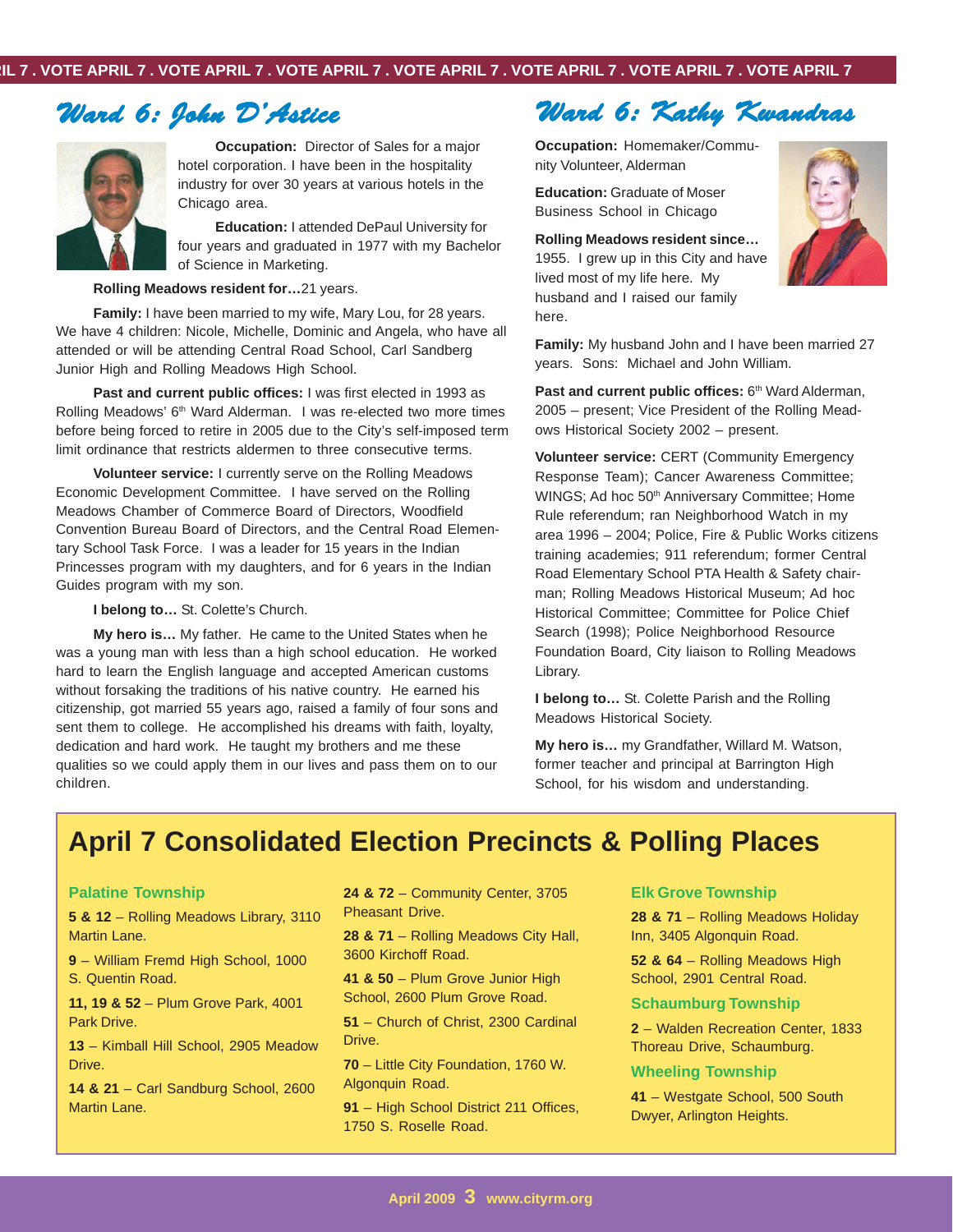## Ward 6: John D'Astice

**Occupation:** Director of Sales for a major hotel corporation. I have been in the hospitality industry for over 30 years at various hotels in the Chicago area.

**Education:** I attended DePaul University for four years and graduated in 1977 with my Bachelor of Science in Marketing.

**Rolling Meadows resident for…**21 years.

**Family:** I have been married to my wife, Mary Lou, for 28 years. We have 4 children: Nicole, Michelle, Dominic and Angela, who have all attended or will be attending Central Road School, Carl Sandberg Junior High and Rolling Meadows High School.

**Past and current public offices:** I was first elected in 1993 as Rolling Meadows' 6th Ward Alderman. I was re-elected two more times before being forced to retire in 2005 due to the City's self-imposed term limit ordinance that restricts aldermen to three consecutive terms.

**Volunteer service:** I currently serve on the Rolling Meadows Economic Development Committee. I have served on the Rolling Meadows Chamber of Commerce Board of Directors, Woodfield Convention Bureau Board of Directors, and the Central Road Elementary School Task Force. I was a leader for 15 years in the Indian Princesses program with my daughters, and for 6 years in the Indian Guides program with my son.

**I belong to…** St. Colette's Church.

**My hero is…** My father. He came to the United States when he was a young man with less than a high school education. He worked hard to learn the English language and accepted American customs without forsaking the traditions of his native country. He earned his citizenship, got married 55 years ago, raised a family of four sons and sent them to college. He accomplished his dreams with faith, loyalty, dedication and hard work. He taught my brothers and me these qualities so we could apply them in our lives and pass them on to our children.

## Ward 6: Kathy Kwandras

**Occupation:** Homemaker/Community Volunteer, Alderman

**Education:** Graduate of Moser Business School in Chicago

**Rolling Meadows resident since…** 1955. I grew up in this City and have lived most of my life here. My husband and I raised our family here.

**Family:** My husband John and I have been married 27 years. Sons: Michael and John William.

**Past and current public offices:** 6th Ward Alderman, 2005 – present; Vice President of the Rolling Meadows Historical Society 2002 – present.

**Volunteer service:** CERT (Community Emergency Response Team); Cancer Awareness Committee; WINGS; Ad hoc 50th Anniversary Committee; Home Rule referendum; ran Neighborhood Watch in my area 1996 – 2004; Police, Fire & Public Works citizens training academies; 911 referendum; former Central Road Elementary School PTA Health & Safety chairman; Rolling Meadows Historical Museum; Ad hoc Historical Committee; Committee for Police Chief Search (1998); Police Neighborhood Resource Foundation Board, City liaison to Rolling Meadows Library.

**I belong to…** St. Colette Parish and the Rolling Meadows Historical Society.

**My hero is…** my Grandfather, Willard M. Watson, former teacher and principal at Barrington High School, for his wisdom and understanding.

# April 7 Consolidated Election Precincts & Polling Places

### Palatine Township

**5 & 12** – Rolling Meadows Library, 3110 Martin Lane.

**9** – William Fremd High School, 1000 S. Quentin Road.

**11, 19 & 52** – Plum Grove Park, 4001 Park Drive.

**13** – Kimball Hill School, 2905 Meadow Drive.

**14 & 21** – Carl Sandburg School, 2600 Martin Lane.

**24 & 72** – Community Center, 3705 Pheasant Drive.

**28 & 71** – Rolling Meadows City Hall, 3600 Kirchoff Road.

**41 & 50** – Plum Grove Junior High School, 2600 Plum Grove Road.

**51** – Church of Christ, 2300 Cardinal Drive.

**70** – Little City Foundation, 1760 W. Algonquin Road.

**91** – High School District 211 Offices, 1750 S. Roselle Road.

### Elk Grove Township

**28 & 71** – Rolling Meadows Holiday Inn, 3405 Algonquin Road.

**52 & 64** – Rolling Meadows High School, 2901 Central Road.

### Schaumburg Township

**2** – Walden Recreation Center, 1833 Thoreau Drive, Schaumburg.

### Wheeling Township

**41** – Westgate School, 500 South Dwyer, Arlington Heights.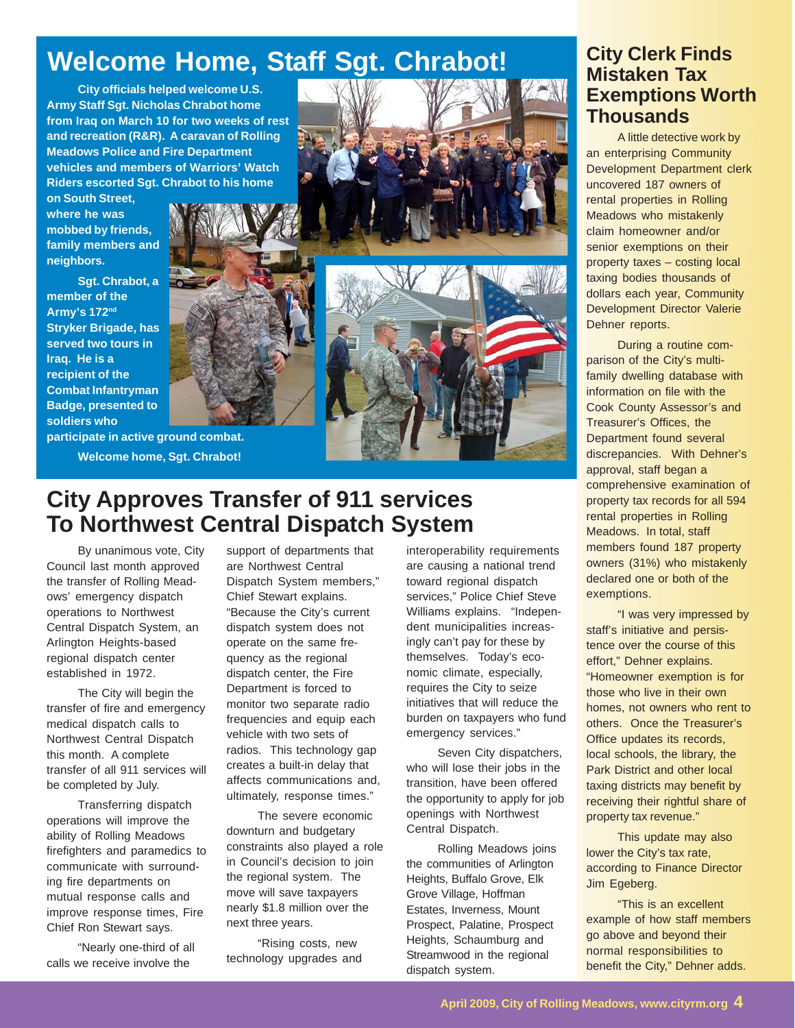# Welcome Home, Staff Sgt. Chrabot!

**City officials helped welcome U.S. Army Staff Sgt. Nicholas Chrabot home from Iraq on March 10 for two weeks of rest and recreation (R&R). A caravan of Rolling Meadows Police and Fire Department vehicles and members of Warriors' Watch Riders escorted Sgt. Chrabot to his home on South Street, where he was mobbed by friends, family members and neighbors.**

**Sgt. Chrabot, a member of the Army's 172nd Stryker Brigade, has served two tours in Iraq. He is a recipient of the Combat Infantryman Badge, presented to soldiers who participate in active ground combat.**

**Welcome home, Sgt. Chrabot!**

# City Approves Transfer of 911 services To Northwest Central Dispatch System

By unanimous vote, City Council last month approved the transfer of Rolling Meadows' emergency dispatch operations to Northwest Central Dispatch System, an Arlington Heights-based regional dispatch center established in 1972.

The City will begin the transfer of fire and emergency medical dispatch calls to Northwest Central Dispatch this month. A complete transfer of all 911 services will be completed by July.

Transferring dispatch operations will improve the ability of Rolling Meadows firefighters and paramedics to communicate with surrounding fire departments on mutual response calls and improve response times, Fire Chief Ron Stewart says.

"Nearly one-third of all calls we receive involve the support of departments that are Northwest Central Dispatch System members," Chief Stewart explains. "Because the City's current dispatch system does not operate on the same frequency as the regional dispatch center, the Fire Department is forced to monitor two separate radio frequencies and equip each vehicle with two sets of radios. This technology gap creates a built-in delay that affects communications and, ultimately, response times."

The severe economic downturn and budgetary constraints also played a role in Council's decision to join the regional system. The move will save taxpayers nearly $1.8 million over the next three years.

"Rising costs, new technology upgrades and interoperability requirements are causing a national trend toward regional dispatch services," Police Chief Steve Williams explains. "Independent municipalities increasingly can't pay for these by themselves. Today's economic climate, especially, requires the City to seize initiatives that will reduce the burden on taxpayers who fund emergency services."

Seven City dispatchers, who will lose their jobs in the transition, have been offered the opportunity to apply for job openings with Northwest Central Dispatch.

Rolling Meadows joins the communities of Arlington Heights, Buffalo Grove, Elk Grove Village, Hoffman Estates, Inverness, Mount Prospect, Palatine, Prospect Heights, Schaumburg and Streamwood in the regional dispatch system.

# City Clerk Finds Mistaken Tax Exemptions Worth Thousands

A little detective work by an enterprising Community Development Department clerk uncovered 187 owners of rental properties in Rolling Meadows who mistakenly claim homeowner and/or senior exemptions on their property taxes – costing local taxing bodies thousands of dollars each year, Community Development Director Valerie Dehner reports.

During a routine comparison of the City's multi-family dwelling database with information on file with the Cook County Assessor's and Treasurer's Offices, the Department found several discrepancies. With Dehner's approval, staff began a comprehensive examination of property tax records for all 594 rental properties in Rolling Meadows. In total, staff members found 187 property owners (31%) who mistakenly declared one or both of the exemptions.

"I was very impressed by staff's initiative and persistence over the course of this effort," Dehner explains. "Homeowner exemption is for those who live in their own homes, not owners who rent to others. Once the Treasurer's Office updates its records, local schools, the library, the Park District and other local taxing districts may benefit by receiving their rightful share of property tax revenue."

This update may also lower the City's tax rate, according to Finance Director Jim Egeberg.

"This is an excellent example of how staff members go above and beyond their normal responsibilities to benefit the City," Dehner adds.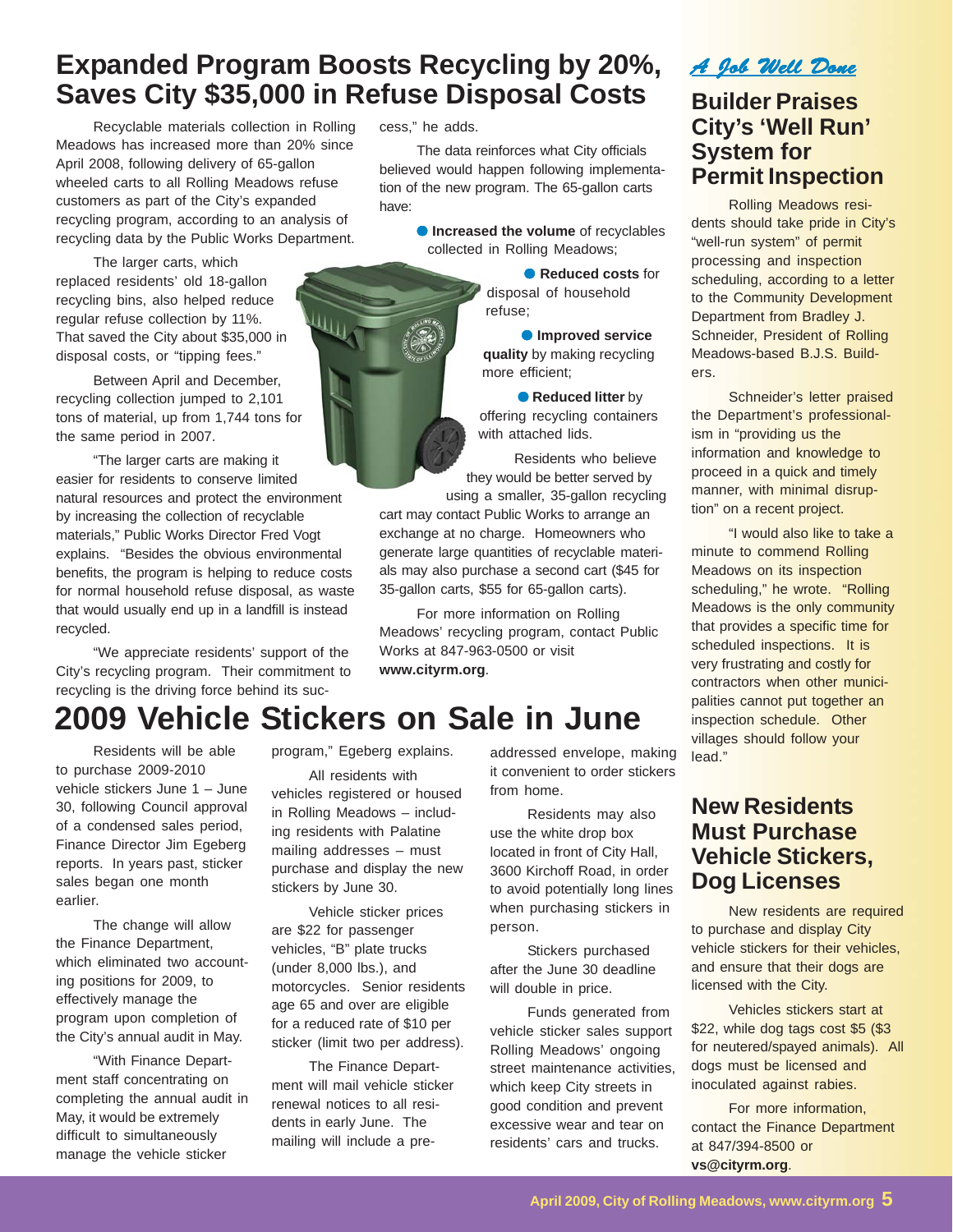# Expanded Program Boosts Recycling by 20%, Saves City $35,000 in Refuse Disposal Costs

Recyclable materials collection in Rolling Meadows has increased more than 20% since April 2008, following delivery of 65-gallon wheeled carts to all Rolling Meadows refuse customers as part of the City's expanded recycling program, according to an analysis of recycling data by the Public Works Department.

The larger carts, which replaced residents' old 18-gallon recycling bins, also helped reduce regular refuse collection by 11%. That saved the City about $35,000 in disposal costs, or "tipping fees."

Between April and December, recycling collection jumped to 2,101 tons of material, up from 1,744 tons for the same period in 2007.

"The larger carts are making it easier for residents to conserve limited natural resources and protect the environment by increasing the collection of recyclable materials," Public Works Director Fred Vogt explains. "Besides the obvious environmental benefits, the program is helping to reduce costs for normal household refuse disposal, as waste that would usually end up in a landfill is instead recycled.

"We appreciate residents' support of the City's recycling program. Their commitment to recycling is the driving force behind its success," he adds.

The data reinforces what City officials believed would happen following implementation of the new program. The 65-gallon carts have:

- **Increased the volume** of recyclables collected in Rolling Meadows;
- **Reduced costs** for disposal of household refuse;
- **Improved service quality** by making recycling more efficient;
- **Reduced litter** by offering recycling containers with attached lids.

Residents who believe they would be better served by using a smaller, 35-gallon recycling cart may contact Public Works to arrange an exchange at no charge. Homeowners who generate large quantities of recyclable materials may also purchase a second cart ($45 for 35-gallon carts, $55 for 65-gallon carts).

For more information on Rolling Meadows' recycling program, contact Public Works at 847-963-0500 or visit **www.cityrm.org**.

# 2009 Vehicle Stickers on Sale in June

Residents will be able to purchase 2009-2010 vehicle stickers June 1 – June 30, following Council approval of a condensed sales period, Finance Director Jim Egeberg reports. In years past, sticker sales began one month earlier.

The change will allow the Finance Department, which eliminated two accounting positions for 2009, to effectively manage the program upon completion of the City's annual audit in May.

"With Finance Department staff concentrating on completing the annual audit in May, it would be extremely difficult to simultaneously manage the vehicle sticker program," Egeberg explains.

All residents with vehicles registered or housed in Rolling Meadows – including residents with Palatine mailing addresses – must purchase and display the new stickers by June 30.

Vehicle sticker prices are $22 for passenger vehicles, "B" plate trucks (under 8,000 lbs.), and motorcycles. Senior residents age 65 and over are eligible for a reduced rate of $10 per sticker (limit two per address).

The Finance Department will mail vehicle sticker renewal notices to all residents in early June. The mailing will include a pre-addressed envelope, making it convenient to order stickers from home.

Residents may also use the white drop box located in front of City Hall, 3600 Kirchoff Road, in order to avoid potentially long lines when purchasing stickers in person.

Stickers purchased after the June 30 deadline will double in price.

Funds generated from vehicle sticker sales support Rolling Meadows' ongoing street maintenance activities, which keep City streets in good condition and prevent excessive wear and tear on residents' cars and trucks.

*A Job Well Done*

## Builder Praises City's 'Well Run' System for Permit Inspection

Rolling Meadows residents should take pride in City's "well-run system" of permit processing and inspection scheduling, according to a letter to the Community Development Department from Bradley J. Schneider, President of Rolling Meadows-based B.J.S. Builders.

Schneider's letter praised the Department's professionalism in "providing us the information and knowledge to proceed in a quick and timely manner, with minimal disruption" on a recent project.

"I would also like to take a minute to commend Rolling Meadows on its inspection scheduling," he wrote. "Rolling Meadows is the only community that provides a specific time for scheduled inspections. It is very frustrating and costly for contractors when other municipalities cannot put together an inspection schedule. Other villages should follow your lead."

## New Residents Must Purchase Vehicle Stickers, Dog Licenses

New residents are required to purchase and display City vehicle stickers for their vehicles, and ensure that their dogs are licensed with the City.

Vehicles stickers start at $22, while dog tags cost $5 ($3 for neutered/spayed animals). All dogs must be licensed and inoculated against rabies.

For more information, contact the Finance Department at 847/394-8500 or **vs@cityrm.org**.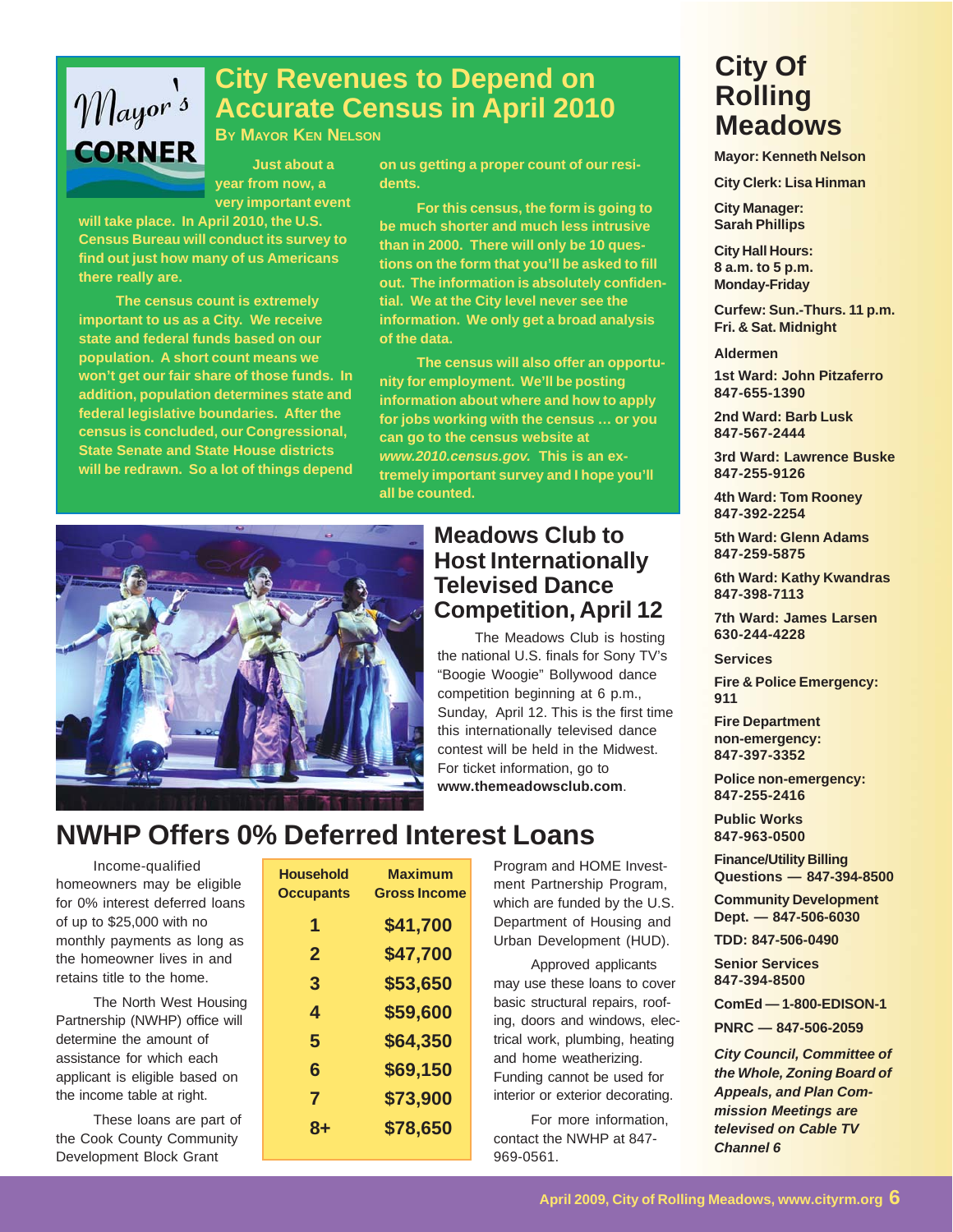## Mayor's CORNER

# City Revenues to Depend on Accurate Census in April 2010

**By Mayor Ken Nelson**

Just about a year from now, a very important event will take place. In April 2010, the U.S. Census Bureau will conduct its survey to find out just how many of us Americans there really are.

The census count is extremely important to us as a City. We receive state and federal funds based on our population. A short count means we won't get our fair share of those funds. In addition, population determines state and federal legislative boundaries. After the census is concluded, our Congressional, State Senate and State House districts will be redrawn. So a lot of things depend on us getting a proper count of our residents.

For this census, the form is going to be much shorter and much less intrusive than in 2000. There will only be 10 questions on the form that you'll be asked to fill out. The information is absolutely confidential. We at the City level never see the information. We only get a broad analysis of the data.

The census will also offer an opportunity for employment. We'll be posting information about where and how to apply for jobs working with the census … or you can go to the census website at *www.2010.census.gov.* This is an extremely important survey and I hope you'll all be counted.

## Meadows Club to Host Internationally Televised Dance Competition, April 12

The Meadows Club is hosting the national U.S. finals for Sony TV's "Boogie Woogie" Bollywood dance competition beginning at 6 p.m., Sunday, April 12. This is the first time this internationally televised dance contest will be held in the Midwest. For ticket information, go to **www.themeadowsclub.com**.

# NWHP Offers 0% Deferred Interest Loans

Income-qualified homeowners may be eligible for 0% interest deferred loans of up to $25,000 with no monthly payments as long as the homeowner lives in and retains title to the home.

The North West Housing Partnership (NWHP) office will determine the amount of assistance for which each applicant is eligible based on the income table at right.

These loans are part of the Cook County Community Development Block Grant Program and HOME Investment Partnership Program, which are funded by the U.S. Department of Housing and Urban Development (HUD).

| Household Occupants | Maximum Gross Income |
|---|---|
| 1 | $41,700 |
| 2 | $47,700 |
| 3 | $53,650 |
| 4 | $59,600 |
| 5 | $64,350 |
| 6 | $69,150 |
| 7 | $73,900 |
| 8+ | $78,650 |

Approved applicants may use these loans to cover basic structural repairs, roofing, doors and windows, electrical work, plumbing, heating and home weatherizing. Funding cannot be used for interior or exterior decorating.

For more information, contact the NWHP at 847-969-0561.

## City Of Rolling Meadows

**Mayor: Kenneth Nelson**

**City Clerk: Lisa Hinman**

**City Manager: Sarah Phillips**

**City Hall Hours: 8 a.m. to 5 p.m. Monday-Friday**

**Curfew: Sun.-Thurs. 11 p.m. Fri. & Sat. Midnight**

**Aldermen**

**1st Ward: John Pitzaferro 847-655-1390**

**2nd Ward: Barb Lusk 847-567-2444**

**3rd Ward: Lawrence Buske 847-255-9126**

**4th Ward: Tom Rooney 847-392-2254**

**5th Ward: Glenn Adams 847-259-5875**

**6th Ward: Kathy Kwandras 847-398-7113**

**7th Ward: James Larsen 630-244-4228**

**Services**

**Fire & Police Emergency: 911**

**Fire Department non-emergency: 847-397-3352**

**Police non-emergency: 847-255-2416**

**Public Works 847-963-0500**

**Finance/Utility Billing Questions — 847-394-8500**

**Community Development Dept. — 847-506-6030**

**TDD: 847-506-0490**

**Senior Services 847-394-8500**

**ComEd — 1-800-EDISON-1**

**PNRC — 847-506-2059**

***City Council, Committee of the Whole, Zoning Board of Appeals, and Plan Commission Meetings are televised on Cable TV Channel 6***